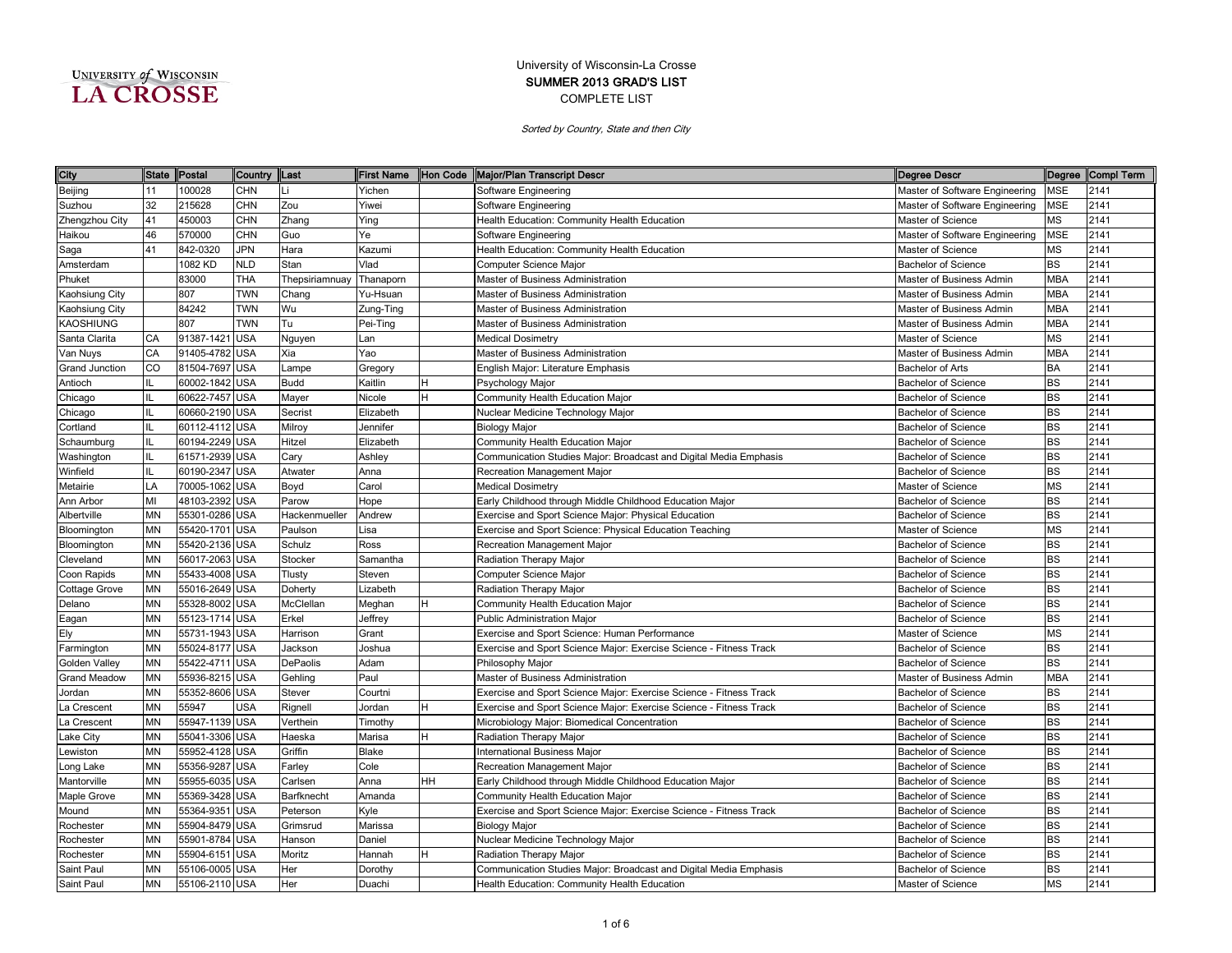UNIVERSITY of WISCONSIN
LA CROSSE

University of Wisconsin-La Crosse

**SUMMER 2013 GRAD'S LIST**

COMPLETE LIST

*Sorted by Country, State and then City*

| City | State | Postal | Country | Last | First Name | Hon Code | Major/Plan Transcript Descr | Degree Descr | Degree | Compl Term |
|---|---|---|---|---|---|---|---|---|---|---|
| Beijing | 11 | 100028 | CHN | Li | Yichen | | Software Engineering | Master of Software Engineering | MSE | 2141 |
| Suzhou | 32 | 215628 | CHN | Zou | Yiwei | | Software Engineering | Master of Software Engineering | MSE | 2141 |
| Zhengzhou City | 41 | 450003 | CHN | Zhang | Ying | | Health Education: Community Health Education | Master of Science | MS | 2141 |
| Haikou | 46 | 570000 | CHN | Guo | Ye | | Software Engineering | Master of Software Engineering | MSE | 2141 |
| Saga | 41 | 842-0320 | JPN | Hara | Kazumi | | Health Education: Community Health Education | Master of Science | MS | 2141 |
| Amsterdam | | 1082 KD | NLD | Stan | Vlad | | Computer Science Major | Bachelor of Science | BS | 2141 |
| Phuket | | 83000 | THA | Thepsiriamnuay | Thanaporn | | Master of Business Administration | Master of Business Admin | MBA | 2141 |
| Kaohsiung City | | 807 | TWN | Chang | Yu-Hsuan | | Master of Business Administration | Master of Business Admin | MBA | 2141 |
| Kaohsiung City | | 84242 | TWN | Wu | Zung-Ting | | Master of Business Administration | Master of Business Admin | MBA | 2141 |
| KAOSHIUNG | | 807 | TWN | Tu | Pei-Ting | | Master of Business Administration | Master of Business Admin | MBA | 2141 |
| Santa Clarita | CA | 91387-1421 | USA | Nguyen | Lan | | Medical Dosimetry | Master of Science | MS | 2141 |
| Van Nuys | CA | 91405-4782 | USA | Xia | Yao | | Master of Business Administration | Master of Business Admin | MBA | 2141 |
| Grand Junction | CO | 81504-7697 | USA | Lampe | Gregory | | English Major: Literature Emphasis | Bachelor of Arts | BA | 2141 |
| Antioch | IL | 60002-1842 | USA | Budd | Kaitlin | H | Psychology Major | Bachelor of Science | BS | 2141 |
| Chicago | IL | 60622-7457 | USA | Mayer | Nicole | H | Community Health Education Major | Bachelor of Science | BS | 2141 |
| Chicago | IL | 60660-2190 | USA | Secrist | Elizabeth | | Nuclear Medicine Technology Major | Bachelor of Science | BS | 2141 |
| Cortland | IL | 60112-4112 | USA | Milroy | Jennifer | | Biology Major | Bachelor of Science | BS | 2141 |
| Schaumburg | IL | 60194-2249 | USA | Hitzel | Elizabeth | | Community Health Education Major | Bachelor of Science | BS | 2141 |
| Washington | IL | 61571-2939 | USA | Cary | Ashley | | Communication Studies Major: Broadcast and Digital Media Emphasis | Bachelor of Science | BS | 2141 |
| Winfield | IL | 60190-2347 | USA | Atwater | Anna | | Recreation Management Major | Bachelor of Science | BS | 2141 |
| Metairie | LA | 70005-1062 | USA | Boyd | Carol | | Medical Dosimetry | Master of Science | MS | 2141 |
| Ann Arbor | MI | 48103-2392 | USA | Parow | Hope | | Early Childhood through Middle Childhood Education Major | Bachelor of Science | BS | 2141 |
| Albertville | MN | 55301-0286 | USA | Hackenmueller | Andrew | | Exercise and Sport Science Major: Physical Education | Bachelor of Science | BS | 2141 |
| Bloomington | MN | 55420-1701 | USA | Paulson | Lisa | | Exercise and Sport Science: Physical Education Teaching | Master of Science | MS | 2141 |
| Bloomington | MN | 55420-2136 | USA | Schulz | Ross | | Recreation Management Major | Bachelor of Science | BS | 2141 |
| Cleveland | MN | 56017-2063 | USA | Stocker | Samantha | | Radiation Therapy Major | Bachelor of Science | BS | 2141 |
| Coon Rapids | MN | 55433-4008 | USA | Tlusty | Steven | | Computer Science Major | Bachelor of Science | BS | 2141 |
| Cottage Grove | MN | 55016-2649 | USA | Doherty | Lizabeth | | Radiation Therapy Major | Bachelor of Science | BS | 2141 |
| Delano | MN | 55328-8002 | USA | McClellan | Meghan | H | Community Health Education Major | Bachelor of Science | BS | 2141 |
| Eagan | MN | 55123-1714 | USA | Erkel | Jeffrey | | Public Administration Major | Bachelor of Science | BS | 2141 |
| Ely | MN | 55731-1943 | USA | Harrison | Grant | | Exercise and Sport Science: Human Performance | Master of Science | MS | 2141 |
| Farmington | MN | 55024-8177 | USA | Jackson | Joshua | | Exercise and Sport Science Major: Exercise Science - Fitness Track | Bachelor of Science | BS | 2141 |
| Golden Valley | MN | 55422-4711 | USA | DePaolis | Adam | | Philosophy Major | Bachelor of Science | BS | 2141 |
| Grand Meadow | MN | 55936-8215 | USA | Gehling | Paul | | Master of Business Administration | Master of Business Admin | MBA | 2141 |
| Jordan | MN | 55352-8606 | USA | Stever | Courtni | | Exercise and Sport Science Major: Exercise Science - Fitness Track | Bachelor of Science | BS | 2141 |
| La Crescent | MN | 55947 | USA | Rignell | Jordan | H | Exercise and Sport Science Major: Exercise Science - Fitness Track | Bachelor of Science | BS | 2141 |
| La Crescent | MN | 55947-1139 | USA | Verthein | Timothy | | Microbiology Major: Biomedical Concentration | Bachelor of Science | BS | 2141 |
| Lake City | MN | 55041-3306 | USA | Haeska | Marisa | H | Radiation Therapy Major | Bachelor of Science | BS | 2141 |
| Lewiston | MN | 55952-4128 | USA | Griffin | Blake | | International Business Major | Bachelor of Science | BS | 2141 |
| Long Lake | MN | 55356-9287 | USA | Farley | Cole | | Recreation Management Major | Bachelor of Science | BS | 2141 |
| Mantorville | MN | 55955-6035 | USA | Carlsen | Anna | HH | Early Childhood through Middle Childhood Education Major | Bachelor of Science | BS | 2141 |
| Maple Grove | MN | 55369-3428 | USA | Barfknecht | Amanda | | Community Health Education Major | Bachelor of Science | BS | 2141 |
| Mound | MN | 55364-9351 | USA | Peterson | Kyle | | Exercise and Sport Science Major: Exercise Science - Fitness Track | Bachelor of Science | BS | 2141 |
| Rochester | MN | 55904-8479 | USA | Grimsrud | Marissa | | Biology Major | Bachelor of Science | BS | 2141 |
| Rochester | MN | 55901-8784 | USA | Hanson | Daniel | | Nuclear Medicine Technology Major | Bachelor of Science | BS | 2141 |
| Rochester | MN | 55904-6151 | USA | Moritz | Hannah | H | Radiation Therapy Major | Bachelor of Science | BS | 2141 |
| Saint Paul | MN | 55106-0005 | USA | Her | Dorothy | | Communication Studies Major: Broadcast and Digital Media Emphasis | Bachelor of Science | BS | 2141 |
| Saint Paul | MN | 55106-2110 | USA | Her | Duachi | | Health Education: Community Health Education | Master of Science | MS | 2141 |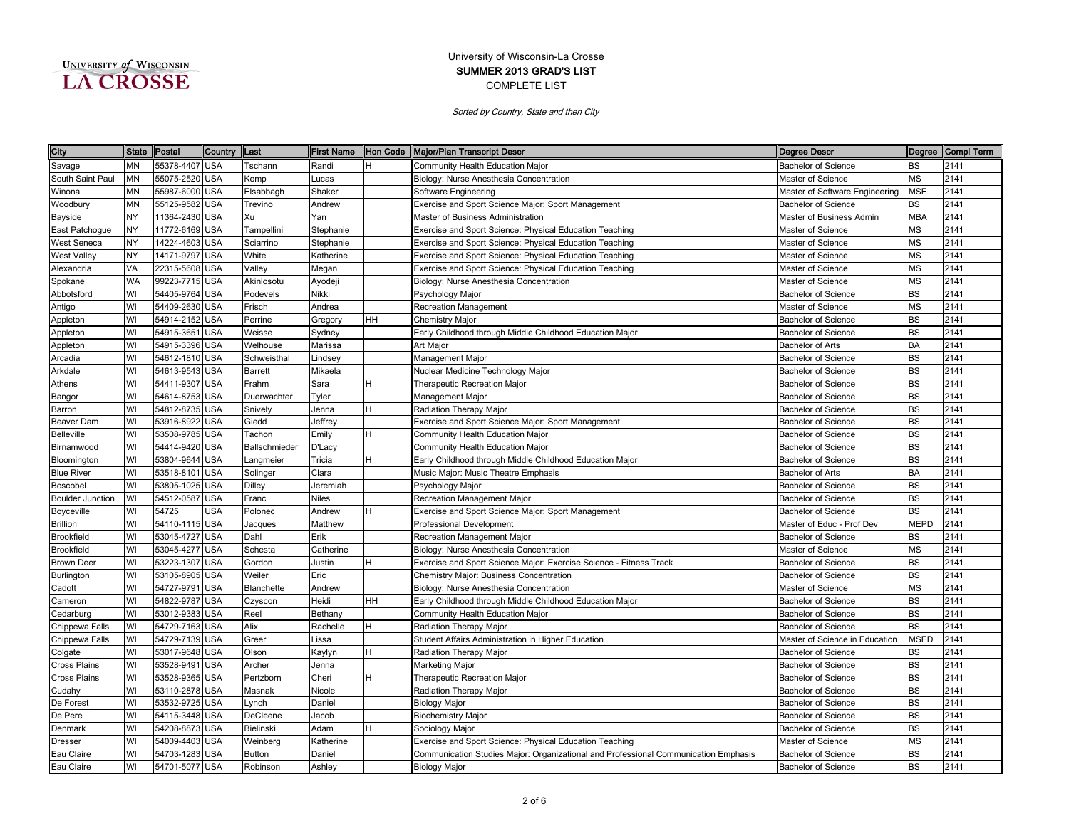University of Wisconsin-La Crosse

**SUMMER 2013 GRAD'S LIST**

COMPLETE LIST

*Sorted by Country, State and then City*

| City | State | Postal | Country | Last | First Name | Hon Code | Major/Plan Transcript Descr | Degree Descr | Degree | Compl Term |
|---|---|---|---|---|---|---|---|---|---|---|
| Savage | MN | 55378-4407 | USA | Tschann | Randi | H | Community Health Education Major | Bachelor of Science | BS | 2141 |
| South Saint Paul | MN | 55075-2520 | USA | Kemp | Lucas | | Biology: Nurse Anesthesia Concentration | Master of Science | MS | 2141 |
| Winona | MN | 55987-6000 | USA | Elsabbagh | Shaker | | Software Engineering | Master of Software Engineering | MSE | 2141 |
| Woodbury | MN | 55125-9582 | USA | Trevino | Andrew | | Exercise and Sport Science Major: Sport Management | Bachelor of Science | BS | 2141 |
| Bayside | NY | 11364-2430 | USA | Xu | Yan | | Master of Business Administration | Master of Business Admin | MBA | 2141 |
| East Patchogue | NY | 11772-6169 | USA | Tampellini | Stephanie | | Exercise and Sport Science: Physical Education Teaching | Master of Science | MS | 2141 |
| West Seneca | NY | 14224-4603 | USA | Sciarrino | Stephanie | | Exercise and Sport Science: Physical Education Teaching | Master of Science | MS | 2141 |
| West Valley | NY | 14171-9797 | USA | White | Katherine | | Exercise and Sport Science: Physical Education Teaching | Master of Science | MS | 2141 |
| Alexandria | VA | 22315-5608 | USA | Valley | Megan | | Exercise and Sport Science: Physical Education Teaching | Master of Science | MS | 2141 |
| Spokane | WA | 99223-7715 | USA | Akinlosotu | Ayodeji | | Biology: Nurse Anesthesia Concentration | Master of Science | MS | 2141 |
| Abbotsford | WI | 54405-9764 | USA | Podevels | Nikki | | Psychology Major | Bachelor of Science | BS | 2141 |
| Antigo | WI | 54409-2630 | USA | Frisch | Andrea | | Recreation Management | Master of Science | MS | 2141 |
| Appleton | WI | 54914-2152 | USA | Perrine | Gregory | HH | Chemistry Major | Bachelor of Science | BS | 2141 |
| Appleton | WI | 54915-3651 | USA | Weisse | Sydney | | Early Childhood through Middle Childhood Education Major | Bachelor of Science | BS | 2141 |
| Appleton | WI | 54915-3396 | USA | Welhouse | Marissa | | Art Major | Bachelor of Arts | BA | 2141 |
| Arcadia | WI | 54612-1810 | USA | Schweisthal | Lindsey | | Management Major | Bachelor of Science | BS | 2141 |
| Arkdale | WI | 54613-9543 | USA | Barrett | Mikaela | | Nuclear Medicine Technology Major | Bachelor of Science | BS | 2141 |
| Athens | WI | 54411-9307 | USA | Frahm | Sara | H | Therapeutic Recreation Major | Bachelor of Science | BS | 2141 |
| Bangor | WI | 54614-8753 | USA | Duerwachter | Tyler | | Management Major | Bachelor of Science | BS | 2141 |
| Barron | WI | 54812-8735 | USA | Snively | Jenna | H | Radiation Therapy Major | Bachelor of Science | BS | 2141 |
| Beaver Dam | WI | 53916-8922 | USA | Giedd | Jeffrey | | Exercise and Sport Science Major: Sport Management | Bachelor of Science | BS | 2141 |
| Belleville | WI | 53508-9785 | USA | Tachon | Emily | H | Community Health Education Major | Bachelor of Science | BS | 2141 |
| Birnamwood | WI | 54414-9420 | USA | Ballschmieder | D'Lacy | | Community Health Education Major | Bachelor of Science | BS | 2141 |
| Bloomington | WI | 53804-9644 | USA | Langmeier | Tricia | H | Early Childhood through Middle Childhood Education Major | Bachelor of Science | BS | 2141 |
| Blue River | WI | 53518-8101 | USA | Solinger | Clara | | Music Major: Music Theatre Emphasis | Bachelor of Arts | BA | 2141 |
| Boscobel | WI | 53805-1025 | USA | Dilley | Jeremiah | | Psychology Major | Bachelor of Science | BS | 2141 |
| Boulder Junction | WI | 54512-0587 | USA | Franc | Niles | | Recreation Management Major | Bachelor of Science | BS | 2141 |
| Boyceville | WI | 54725 | USA | Polonec | Andrew | H | Exercise and Sport Science Major: Sport Management | Bachelor of Science | BS | 2141 |
| Brillion | WI | 54110-1115 | USA | Jacques | Matthew | | Professional Development | Master of Educ - Prof Dev | MEPD | 2141 |
| Brookfield | WI | 53045-4727 | USA | Dahl | Erik | | Recreation Management Major | Bachelor of Science | BS | 2141 |
| Brookfield | WI | 53045-4277 | USA | Schesta | Catherine | | Biology: Nurse Anesthesia Concentration | Master of Science | MS | 2141 |
| Brown Deer | WI | 53223-1307 | USA | Gordon | Justin | H | Exercise and Sport Science Major: Exercise Science - Fitness Track | Bachelor of Science | BS | 2141 |
| Burlington | WI | 53105-8905 | USA | Weiler | Eric | | Chemistry Major: Business Concentration | Bachelor of Science | BS | 2141 |
| Cadott | WI | 54727-9791 | USA | Blanchette | Andrew | | Biology: Nurse Anesthesia Concentration | Master of Science | MS | 2141 |
| Cameron | WI | 54822-9787 | USA | Czyscon | Heidi | HH | Early Childhood through Middle Childhood Education Major | Bachelor of Science | BS | 2141 |
| Cedarburg | WI | 53012-9383 | USA | Reel | Bethany | | Community Health Education Major | Bachelor of Science | BS | 2141 |
| Chippewa Falls | WI | 54729-7163 | USA | Alix | Rachelle | H | Radiation Therapy Major | Bachelor of Science | BS | 2141 |
| Chippewa Falls | WI | 54729-7139 | USA | Greer | Lissa | | Student Affairs Administration in Higher Education | Master of Science in Education | MSED | 2141 |
| Colgate | WI | 53017-9648 | USA | Olson | Kaylyn | H | Radiation Therapy Major | Bachelor of Science | BS | 2141 |
| Cross Plains | WI | 53528-9491 | USA | Archer | Jenna | | Marketing Major | Bachelor of Science | BS | 2141 |
| Cross Plains | WI | 53528-9365 | USA | Pertzborn | Cheri | H | Therapeutic Recreation Major | Bachelor of Science | BS | 2141 |
| Cudahy | WI | 53110-2878 | USA | Masnak | Nicole | | Radiation Therapy Major | Bachelor of Science | BS | 2141 |
| De Forest | WI | 53532-9725 | USA | Lynch | Daniel | | Biology Major | Bachelor of Science | BS | 2141 |
| De Pere | WI | 54115-3448 | USA | DeCleene | Jacob | | Biochemistry Major | Bachelor of Science | BS | 2141 |
| Denmark | WI | 54208-8873 | USA | Bielinski | Adam | H | Sociology Major | Bachelor of Science | BS | 2141 |
| Dresser | WI | 54009-4403 | USA | Weinberg | Katherine | | Exercise and Sport Science: Physical Education Teaching | Master of Science | MS | 2141 |
| Eau Claire | WI | 54703-1283 | USA | Button | Daniel | | Communication Studies Major: Organizational and Professional Communication Emphasis | Bachelor of Science | BS | 2141 |
| Eau Claire | WI | 54701-5077 | USA | Robinson | Ashley | | Biology Major | Bachelor of Science | BS | 2141 |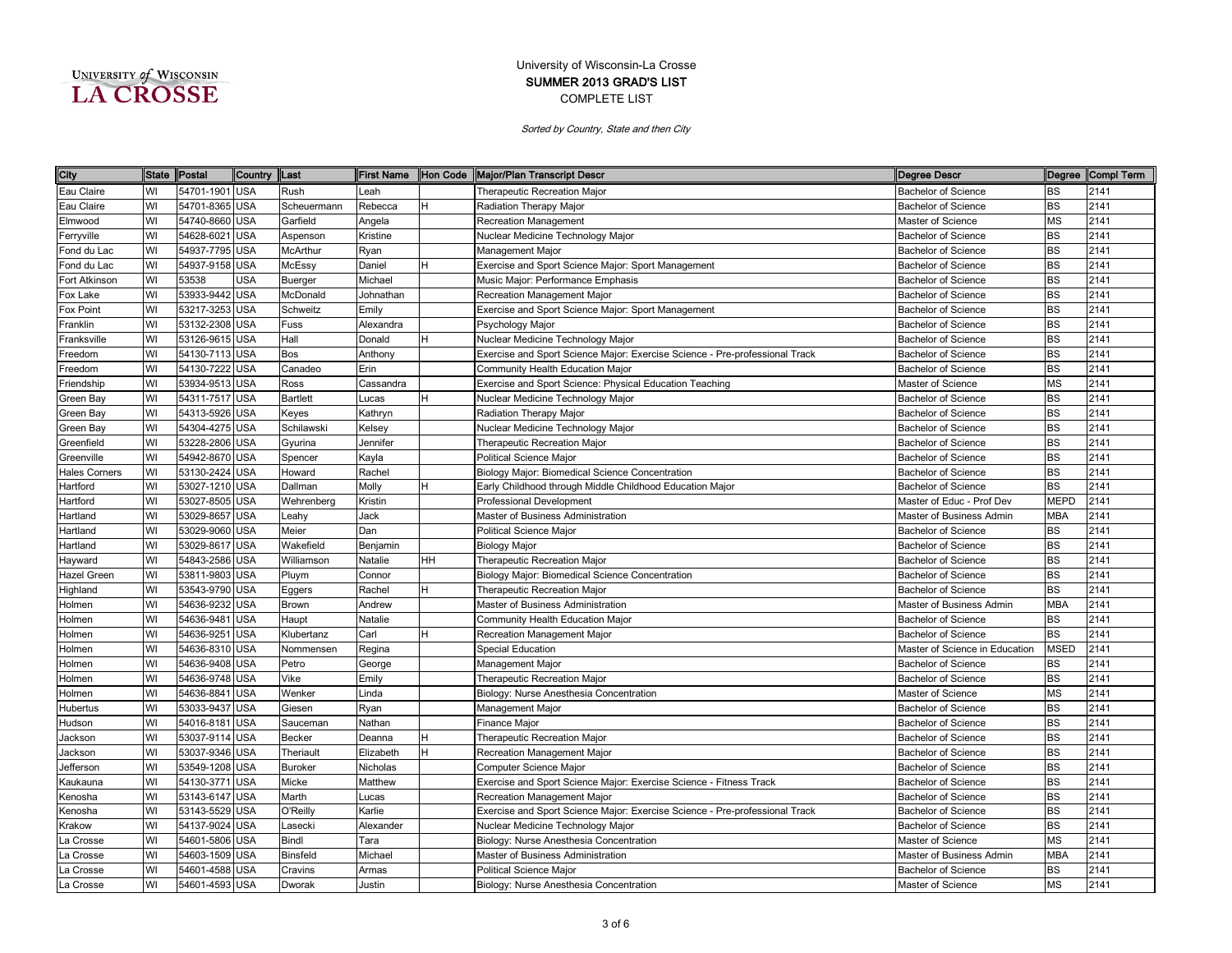University of Wisconsin-La Crosse

**SUMMER 2013 GRAD'S LIST**

COMPLETE LIST

*Sorted by Country, State and then City*

| City | State | Postal | Country | Last | First Name | Hon Code | Major/Plan Transcript Descr | Degree Descr | Degree | Compl Term |
|---|---|---|---|---|---|---|---|---|---|---|
| Eau Claire | WI | 54701-1901 | USA | Rush | Leah | | Therapeutic Recreation Major | Bachelor of Science | BS | 2141 |
| Eau Claire | WI | 54701-8365 | USA | Scheuermann | Rebecca | H | Radiation Therapy Major | Bachelor of Science | BS | 2141 |
| Elmwood | WI | 54740-8660 | USA | Garfield | Angela | | Recreation Management | Master of Science | MS | 2141 |
| Ferryville | WI | 54628-6021 | USA | Aspenson | Kristine | | Nuclear Medicine Technology Major | Bachelor of Science | BS | 2141 |
| Fond du Lac | WI | 54937-7795 | USA | McArthur | Ryan | | Management Major | Bachelor of Science | BS | 2141 |
| Fond du Lac | WI | 54937-9158 | USA | McEssy | Daniel | H | Exercise and Sport Science Major: Sport Management | Bachelor of Science | BS | 2141 |
| Fort Atkinson | WI | 53538 | USA | Buerger | Michael | | Music Major: Performance Emphasis | Bachelor of Science | BS | 2141 |
| Fox Lake | WI | 53933-9442 | USA | McDonald | Johnathan | | Recreation Management Major | Bachelor of Science | BS | 2141 |
| Fox Point | WI | 53217-3253 | USA | Schweitz | Emily | | Exercise and Sport Science Major: Sport Management | Bachelor of Science | BS | 2141 |
| Franklin | WI | 53132-2308 | USA | Fuss | Alexandra | | Psychology Major | Bachelor of Science | BS | 2141 |
| Franksville | WI | 53126-9615 | USA | Hall | Donald | H | Nuclear Medicine Technology Major | Bachelor of Science | BS | 2141 |
| Freedom | WI | 54130-7113 | USA | Bos | Anthony | | Exercise and Sport Science Major: Exercise Science - Pre-professional Track | Bachelor of Science | BS | 2141 |
| Freedom | WI | 54130-7222 | USA | Canadeo | Erin | | Community Health Education Major | Bachelor of Science | BS | 2141 |
| Friendship | WI | 53934-9513 | USA | Ross | Cassandra | | Exercise and Sport Science: Physical Education Teaching | Master of Science | MS | 2141 |
| Green Bay | WI | 54311-7517 | USA | Bartlett | Lucas | H | Nuclear Medicine Technology Major | Bachelor of Science | BS | 2141 |
| Green Bay | WI | 54313-5926 | USA | Keyes | Kathryn | | Radiation Therapy Major | Bachelor of Science | BS | 2141 |
| Green Bay | WI | 54304-4275 | USA | Schilawski | Kelsey | | Nuclear Medicine Technology Major | Bachelor of Science | BS | 2141 |
| Greenfield | WI | 53228-2806 | USA | Gyurina | Jennifer | | Therapeutic Recreation Major | Bachelor of Science | BS | 2141 |
| Greenville | WI | 54942-8670 | USA | Spencer | Kayla | | Political Science Major | Bachelor of Science | BS | 2141 |
| Hales Corners | WI | 53130-2424 | USA | Howard | Rachel | | Biology Major: Biomedical Science Concentration | Bachelor of Science | BS | 2141 |
| Hartford | WI | 53027-1210 | USA | Dallman | Molly | H | Early Childhood through Middle Childhood Education Major | Bachelor of Science | BS | 2141 |
| Hartford | WI | 53027-8505 | USA | Wehrenberg | Kristin | | Professional Development | Master of Educ - Prof Dev | MEPD | 2141 |
| Hartland | WI | 53029-8657 | USA | Leahy | Jack | | Master of Business Administration | Master of Business Admin | MBA | 2141 |
| Hartland | WI | 53029-9060 | USA | Meier | Dan | | Political Science Major | Bachelor of Science | BS | 2141 |
| Hartland | WI | 53029-8617 | USA | Wakefield | Benjamin | | Biology Major | Bachelor of Science | BS | 2141 |
| Hayward | WI | 54843-2586 | USA | Williamson | Natalie | HH | Therapeutic Recreation Major | Bachelor of Science | BS | 2141 |
| Hazel Green | WI | 53811-9803 | USA | Pluym | Connor | | Biology Major: Biomedical Science Concentration | Bachelor of Science | BS | 2141 |
| Highland | WI | 53543-9790 | USA | Eggers | Rachel | H | Therapeutic Recreation Major | Bachelor of Science | BS | 2141 |
| Holmen | WI | 54636-9232 | USA | Brown | Andrew | | Master of Business Administration | Master of Business Admin | MBA | 2141 |
| Holmen | WI | 54636-9481 | USA | Haupt | Natalie | | Community Health Education Major | Bachelor of Science | BS | 2141 |
| Holmen | WI | 54636-9251 | USA | Klubertanz | Carl | H | Recreation Management Major | Bachelor of Science | BS | 2141 |
| Holmen | WI | 54636-8310 | USA | Nommensen | Regina | | Special Education | Master of Science in Education | MSED | 2141 |
| Holmen | WI | 54636-9408 | USA | Petro | George | | Management Major | Bachelor of Science | BS | 2141 |
| Holmen | WI | 54636-9748 | USA | Vike | Emily | | Therapeutic Recreation Major | Bachelor of Science | BS | 2141 |
| Holmen | WI | 54636-8841 | USA | Wenker | Linda | | Biology: Nurse Anesthesia Concentration | Master of Science | MS | 2141 |
| Hubertus | WI | 53033-9437 | USA | Giesen | Ryan | | Management Major | Bachelor of Science | BS | 2141 |
| Hudson | WI | 54016-8181 | USA | Sauceman | Nathan | | Finance Major | Bachelor of Science | BS | 2141 |
| Jackson | WI | 53037-9114 | USA | Becker | Deanna | H | Therapeutic Recreation Major | Bachelor of Science | BS | 2141 |
| Jackson | WI | 53037-9346 | USA | Theriault | Elizabeth | H | Recreation Management Major | Bachelor of Science | BS | 2141 |
| Jefferson | WI | 53549-1208 | USA | Buroker | Nicholas | | Computer Science Major | Bachelor of Science | BS | 2141 |
| Kaukauna | WI | 54130-3771 | USA | Micke | Matthew | | Exercise and Sport Science Major: Exercise Science - Fitness Track | Bachelor of Science | BS | 2141 |
| Kenosha | WI | 53143-6147 | USA | Marth | Lucas | | Recreation Management Major | Bachelor of Science | BS | 2141 |
| Kenosha | WI | 53143-5529 | USA | O'Reilly | Karlie | | Exercise and Sport Science Major: Exercise Science - Pre-professional Track | Bachelor of Science | BS | 2141 |
| Krakow | WI | 54137-9024 | USA | Lasecki | Alexander | | Nuclear Medicine Technology Major | Bachelor of Science | BS | 2141 |
| La Crosse | WI | 54601-5806 | USA | Bindl | Tara | | Biology: Nurse Anesthesia Concentration | Master of Science | MS | 2141 |
| La Crosse | WI | 54603-1509 | USA | Binsfeld | Michael | | Master of Business Administration | Master of Business Admin | MBA | 2141 |
| La Crosse | WI | 54601-4588 | USA | Cravins | Armas | | Political Science Major | Bachelor of Science | BS | 2141 |
| La Crosse | WI | 54601-4593 | USA | Dworak | Justin | | Biology: Nurse Anesthesia Concentration | Master of Science | MS | 2141 |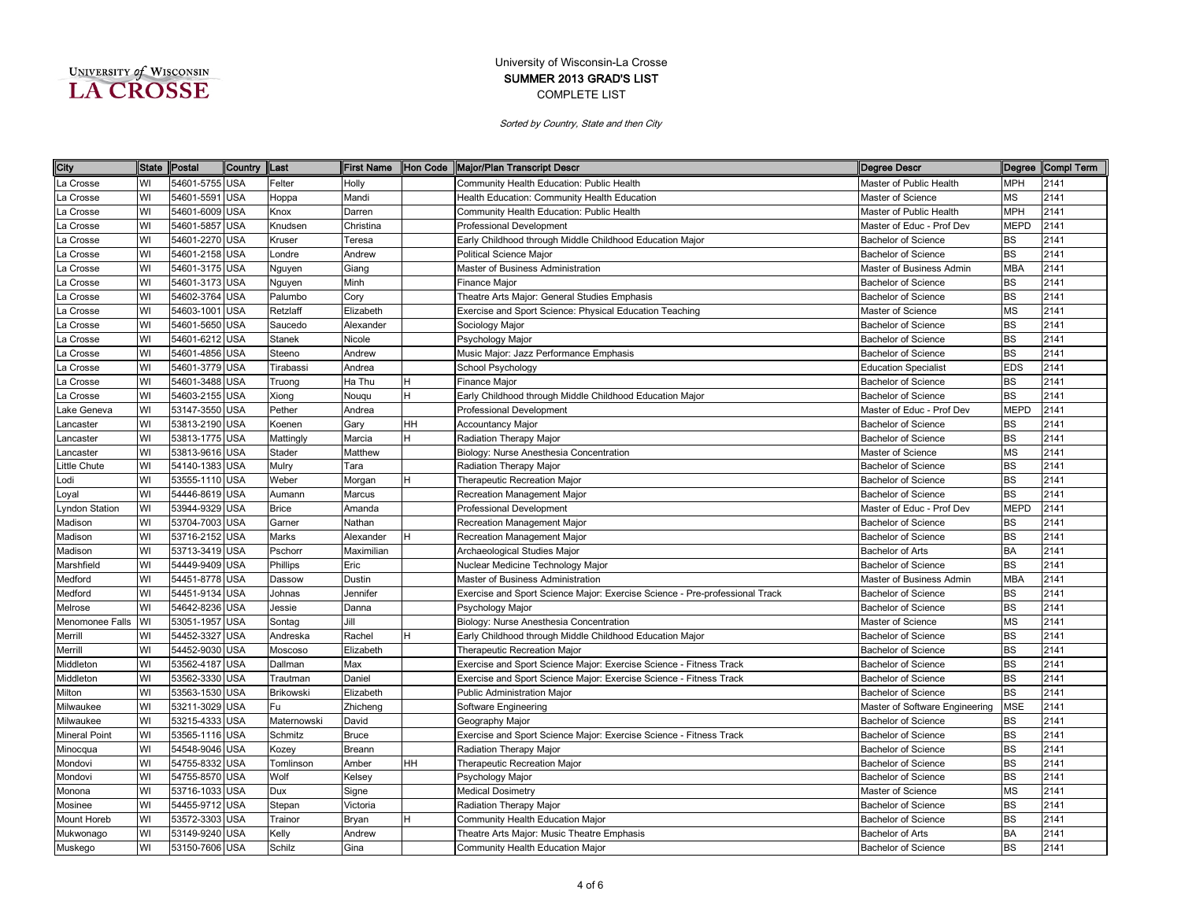University of Wisconsin-La Crosse

**SUMMER 2013 GRAD'S LIST**

COMPLETE LIST

*Sorted by Country, State and then City*

| City | State | Postal | Country | Last | First Name | Hon Code | Major/Plan Transcript Descr | Degree Descr | Degree | Compl Term |
|---|---|---|---|---|---|---|---|---|---|---|
| La Crosse | WI | 54601-5755 | USA | Felter | Holly | | Community Health Education: Public Health | Master of Public Health | MPH | 2141 |
| La Crosse | WI | 54601-5591 | USA | Hoppa | Mandi | | Health Education: Community Health Education | Master of Science | MS | 2141 |
| La Crosse | WI | 54601-6009 | USA | Knox | Darren | | Community Health Education: Public Health | Master of Public Health | MPH | 2141 |
| La Crosse | WI | 54601-5857 | USA | Knudsen | Christina | | Professional Development | Master of Educ - Prof Dev | MEPD | 2141 |
| La Crosse | WI | 54601-2270 | USA | Kruser | Teresa | | Early Childhood through Middle Childhood Education Major | Bachelor of Science | BS | 2141 |
| La Crosse | WI | 54601-2158 | USA | Londre | Andrew | | Political Science Major | Bachelor of Science | BS | 2141 |
| La Crosse | WI | 54601-3175 | USA | Nguyen | Giang | | Master of Business Administration | Master of Business Admin | MBA | 2141 |
| La Crosse | WI | 54601-3173 | USA | Nguyen | Minh | | Finance Major | Bachelor of Science | BS | 2141 |
| La Crosse | WI | 54602-3764 | USA | Palumbo | Cory | | Theatre Arts Major: General Studies Emphasis | Bachelor of Science | BS | 2141 |
| La Crosse | WI | 54603-1001 | USA | Retzlaff | Elizabeth | | Exercise and Sport Science: Physical Education Teaching | Master of Science | MS | 2141 |
| La Crosse | WI | 54601-5650 | USA | Saucedo | Alexander | | Sociology Major | Bachelor of Science | BS | 2141 |
| La Crosse | WI | 54601-6212 | USA | Stanek | Nicole | | Psychology Major | Bachelor of Science | BS | 2141 |
| La Crosse | WI | 54601-4856 | USA | Steeno | Andrew | | Music Major: Jazz Performance Emphasis | Bachelor of Science | BS | 2141 |
| La Crosse | WI | 54601-3779 | USA | Tirabassi | Andrea | | School Psychology | Education Specialist | EDS | 2141 |
| La Crosse | WI | 54601-3488 | USA | Truong | Ha Thu | H | Finance Major | Bachelor of Science | BS | 2141 |
| La Crosse | WI | 54603-2155 | USA | Xiong | Nouqu | H | Early Childhood through Middle Childhood Education Major | Bachelor of Science | BS | 2141 |
| Lake Geneva | WI | 53147-3550 | USA | Pether | Andrea | | Professional Development | Master of Educ - Prof Dev | MEPD | 2141 |
| Lancaster | WI | 53813-2190 | USA | Koenen | Gary | HH | Accountancy Major | Bachelor of Science | BS | 2141 |
| Lancaster | WI | 53813-1775 | USA | Mattingly | Marcia | H | Radiation Therapy Major | Bachelor of Science | BS | 2141 |
| Lancaster | WI | 53813-9616 | USA | Stader | Matthew | | Biology: Nurse Anesthesia Concentration | Master of Science | MS | 2141 |
| Little Chute | WI | 54140-1383 | USA | Mulry | Tara | | Radiation Therapy Major | Bachelor of Science | BS | 2141 |
| Lodi | WI | 53555-1110 | USA | Weber | Morgan | H | Therapeutic Recreation Major | Bachelor of Science | BS | 2141 |
| Loyal | WI | 54446-8619 | USA | Aumann | Marcus | | Recreation Management Major | Bachelor of Science | BS | 2141 |
| Lyndon Station | WI | 53944-9329 | USA | Brice | Amanda | | Professional Development | Master of Educ - Prof Dev | MEPD | 2141 |
| Madison | WI | 53704-7003 | USA | Garner | Nathan | | Recreation Management Major | Bachelor of Science | BS | 2141 |
| Madison | WI | 53716-2152 | USA | Marks | Alexander | H | Recreation Management Major | Bachelor of Science | BS | 2141 |
| Madison | WI | 53713-3419 | USA | Pschorr | Maximilian | | Archaeological Studies Major | Bachelor of Arts | BA | 2141 |
| Marshfield | WI | 54449-9409 | USA | Phillips | Eric | | Nuclear Medicine Technology Major | Bachelor of Science | BS | 2141 |
| Medford | WI | 54451-8778 | USA | Dassow | Dustin | | Master of Business Administration | Master of Business Admin | MBA | 2141 |
| Medford | WI | 54451-9134 | USA | Johnas | Jennifer | | Exercise and Sport Science Major: Exercise Science - Pre-professional Track | Bachelor of Science | BS | 2141 |
| Melrose | WI | 54642-8236 | USA | Jessie | Danna | | Psychology Major | Bachelor of Science | BS | 2141 |
| Menomonee Falls | WI | 53051-1957 | USA | Sontag | Jill | | Biology: Nurse Anesthesia Concentration | Master of Science | MS | 2141 |
| Merrill | WI | 54452-3327 | USA | Andreska | Rachel | H | Early Childhood through Middle Childhood Education Major | Bachelor of Science | BS | 2141 |
| Merrill | WI | 54452-9030 | USA | Moscoso | Elizabeth | | Therapeutic Recreation Major | Bachelor of Science | BS | 2141 |
| Middleton | WI | 53562-4187 | USA | Dallman | Max | | Exercise and Sport Science Major: Exercise Science - Fitness Track | Bachelor of Science | BS | 2141 |
| Middleton | WI | 53562-3330 | USA | Trautman | Daniel | | Exercise and Sport Science Major: Exercise Science - Fitness Track | Bachelor of Science | BS | 2141 |
| Milton | WI | 53563-1530 | USA | Brikowski | Elizabeth | | Public Administration Major | Bachelor of Science | BS | 2141 |
| Milwaukee | WI | 53211-3029 | USA | Fu | Zhicheng | | Software Engineering | Master of Software Engineering | MSE | 2141 |
| Milwaukee | WI | 53215-4333 | USA | Maternowski | David | | Geography Major | Bachelor of Science | BS | 2141 |
| Mineral Point | WI | 53565-1116 | USA | Schmitz | Bruce | | Exercise and Sport Science Major: Exercise Science - Fitness Track | Bachelor of Science | BS | 2141 |
| Minocqua | WI | 54548-9046 | USA | Kozey | Breann | | Radiation Therapy Major | Bachelor of Science | BS | 2141 |
| Mondovi | WI | 54755-8332 | USA | Tomlinson | Amber | HH | Therapeutic Recreation Major | Bachelor of Science | BS | 2141 |
| Mondovi | WI | 54755-8570 | USA | Wolf | Kelsey | | Psychology Major | Bachelor of Science | BS | 2141 |
| Monona | WI | 53716-1033 | USA | Dux | Signe | | Medical Dosimetry | Master of Science | MS | 2141 |
| Mosinee | WI | 54455-9712 | USA | Stepan | Victoria | | Radiation Therapy Major | Bachelor of Science | BS | 2141 |
| Mount Horeb | WI | 53572-3303 | USA | Trainor | Bryan | H | Community Health Education Major | Bachelor of Science | BS | 2141 |
| Mukwonago | WI | 53149-9240 | USA | Kelly | Andrew | | Theatre Arts Major: Music Theatre Emphasis | Bachelor of Arts | BA | 2141 |
| Muskego | WI | 53150-7606 | USA | Schilz | Gina | | Community Health Education Major | Bachelor of Science | BS | 2141 |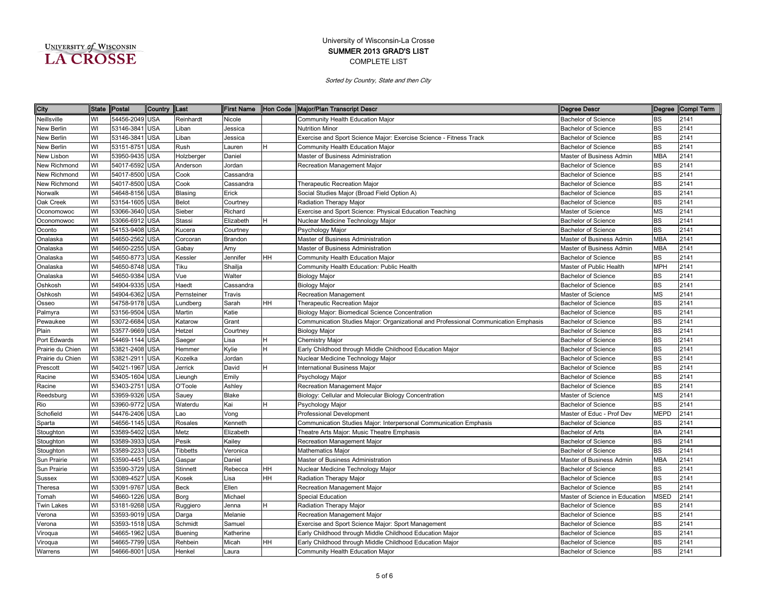UNIVERSITY of WISCONSIN LA CROSSE

University of Wisconsin-La Crosse
**SUMMER 2013 GRAD'S LIST**
COMPLETE LIST

*Sorted by Country, State and then City*

| City | State | Postal | Country | Last | First Name | Hon Code | Major/Plan Transcript Descr | Degree Descr | Degree | Compl Term |
|---|---|---|---|---|---|---|---|---|---|---|
| Neillsville | WI | 54456-2049 | USA | Reinhardt | Nicole | | Community Health Education Major | Bachelor of Science | BS | 2141 |
| New Berlin | WI | 53146-3841 | USA | Liban | Jessica | | Nutrition Minor | Bachelor of Science | BS | 2141 |
| New Berlin | WI | 53146-3841 | USA | Liban | Jessica | | Exercise and Sport Science Major: Exercise Science - Fitness Track | Bachelor of Science | BS | 2141 |
| New Berlin | WI | 53151-8751 | USA | Rush | Lauren | H | Community Health Education Major | Bachelor of Science | BS | 2141 |
| New Lisbon | WI | 53950-9435 | USA | Holzberger | Daniel | | Master of Business Administration | Master of Business Admin | MBA | 2141 |
| New Richmond | WI | 54017-6592 | USA | Anderson | Jordan | | Recreation Management Major | Bachelor of Science | BS | 2141 |
| New Richmond | WI | 54017-8500 | USA | Cook | Cassandra | | | Bachelor of Science | BS | 2141 |
| New Richmond | WI | 54017-8500 | USA | Cook | Cassandra | | Therapeutic Recreation Major | Bachelor of Science | BS | 2141 |
| Norwalk | WI | 54648-8156 | USA | Blasing | Erick | | Social Studies Major (Broad Field Option A) | Bachelor of Science | BS | 2141 |
| Oak Creek | WI | 53154-1605 | USA | Belot | Courtney | | Radiation Therapy Major | Bachelor of Science | BS | 2141 |
| Oconomowoc | WI | 53066-3640 | USA | Sieber | Richard | | Exercise and Sport Science: Physical Education Teaching | Master of Science | MS | 2141 |
| Oconomowoc | WI | 53066-6912 | USA | Stassi | Elizabeth | H | Nuclear Medicine Technology Major | Bachelor of Science | BS | 2141 |
| Oconto | WI | 54153-9408 | USA | Kucera | Courtney | | Psychology Major | Bachelor of Science | BS | 2141 |
| Onalaska | WI | 54650-2562 | USA | Corcoran | Brandon | | Master of Business Administration | Master of Business Admin | MBA | 2141 |
| Onalaska | WI | 54650-2255 | USA | Gabay | Amy | | Master of Business Administration | Master of Business Admin | MBA | 2141 |
| Onalaska | WI | 54650-8773 | USA | Kessler | Jennifer | HH | Community Health Education Major | Bachelor of Science | BS | 2141 |
| Onalaska | WI | 54650-8748 | USA | Tiku | Shailja | | Community Health Education: Public Health | Master of Public Health | MPH | 2141 |
| Onalaska | WI | 54650-9384 | USA | Vue | Walter | | Biology Major | Bachelor of Science | BS | 2141 |
| Oshkosh | WI | 54904-9335 | USA | Haedt | Cassandra | | Biology Major | Bachelor of Science | BS | 2141 |
| Oshkosh | WI | 54904-6362 | USA | Pernsteiner | Travis | | Recreation Management | Master of Science | MS | 2141 |
| Osseo | WI | 54758-9178 | USA | Lundberg | Sarah | HH | Therapeutic Recreation Major | Bachelor of Science | BS | 2141 |
| Palmyra | WI | 53156-9504 | USA | Martin | Katie | | Biology Major: Biomedical Science Concentration | Bachelor of Science | BS | 2141 |
| Pewaukee | WI | 53072-6684 | USA | Katarow | Grant | | Communication Studies Major: Organizational and Professional Communication Emphasis | Bachelor of Science | BS | 2141 |
| Plain | WI | 53577-9669 | USA | Hetzel | Courtney | | Biology Major | Bachelor of Science | BS | 2141 |
| Port Edwards | WI | 54469-1144 | USA | Saeger | Lisa | H | Chemistry Major | Bachelor of Science | BS | 2141 |
| Prairie du Chien | WI | 53821-2408 | USA | Hemmer | Kylie | H | Early Childhood through Middle Childhood Education Major | Bachelor of Science | BS | 2141 |
| Prairie du Chien | WI | 53821-2911 | USA | Kozelka | Jordan | | Nuclear Medicine Technology Major | Bachelor of Science | BS | 2141 |
| Prescott | WI | 54021-1967 | USA | Jerrick | David | H | International Business Major | Bachelor of Science | BS | 2141 |
| Racine | WI | 53405-1604 | USA | Lieungh | Emily | | Psychology Major | Bachelor of Science | BS | 2141 |
| Racine | WI | 53403-2751 | USA | O'Toole | Ashley | | Recreation Management Major | Bachelor of Science | BS | 2141 |
| Reedsburg | WI | 53959-9326 | USA | Sauey | Blake | | Biology: Cellular and Molecular Biology Concentration | Master of Science | MS | 2141 |
| Rio | WI | 53960-9772 | USA | Waterdu | Kai | H | Psychology Major | Bachelor of Science | BS | 2141 |
| Schofield | WI | 54476-2406 | USA | Lao | Vong | | Professional Development | Master of Educ - Prof Dev | MEPD | 2141 |
| Sparta | WI | 54656-1145 | USA | Rosales | Kenneth | | Communication Studies Major: Interpersonal Communication Emphasis | Bachelor of Science | BS | 2141 |
| Stoughton | WI | 53589-5402 | USA | Metz | Elizabeth | | Theatre Arts Major: Music Theatre Emphasis | Bachelor of Arts | BA | 2141 |
| Stoughton | WI | 53589-3933 | USA | Pesik | Kailey | | Recreation Management Major | Bachelor of Science | BS | 2141 |
| Stoughton | WI | 53589-2233 | USA | Tibbetts | Veronica | | Mathematics Major | Bachelor of Science | BS | 2141 |
| Sun Prairie | WI | 53590-4451 | USA | Gaspar | Daniel | | Master of Business Administration | Master of Business Admin | MBA | 2141 |
| Sun Prairie | WI | 53590-3729 | USA | Stinnett | Rebecca | HH | Nuclear Medicine Technology Major | Bachelor of Science | BS | 2141 |
| Sussex | WI | 53089-4527 | USA | Kosek | Lisa | HH | Radiation Therapy Major | Bachelor of Science | BS | 2141 |
| Theresa | WI | 53091-9767 | USA | Beck | Ellen | | Recreation Management Major | Bachelor of Science | BS | 2141 |
| Tomah | WI | 54660-1226 | USA | Borg | Michael | | Special Education | Master of Science in Education | MSED | 2141 |
| Twin Lakes | WI | 53181-9268 | USA | Ruggiero | Jenna | H | Radiation Therapy Major | Bachelor of Science | BS | 2141 |
| Verona | WI | 53593-9019 | USA | Darga | Melanie | | Recreation Management Major | Bachelor of Science | BS | 2141 |
| Verona | WI | 53593-1518 | USA | Schmidt | Samuel | | Exercise and Sport Science Major: Sport Management | Bachelor of Science | BS | 2141 |
| Viroqua | WI | 54665-1962 | USA | Buening | Katherine | | Early Childhood through Middle Childhood Education Major | Bachelor of Science | BS | 2141 |
| Viroqua | WI | 54665-7799 | USA | Rehbein | Micah | HH | Early Childhood through Middle Childhood Education Major | Bachelor of Science | BS | 2141 |
| Warrens | WI | 54666-8001 | USA | Henkel | Laura | | Community Health Education Major | Bachelor of Science | BS | 2141 |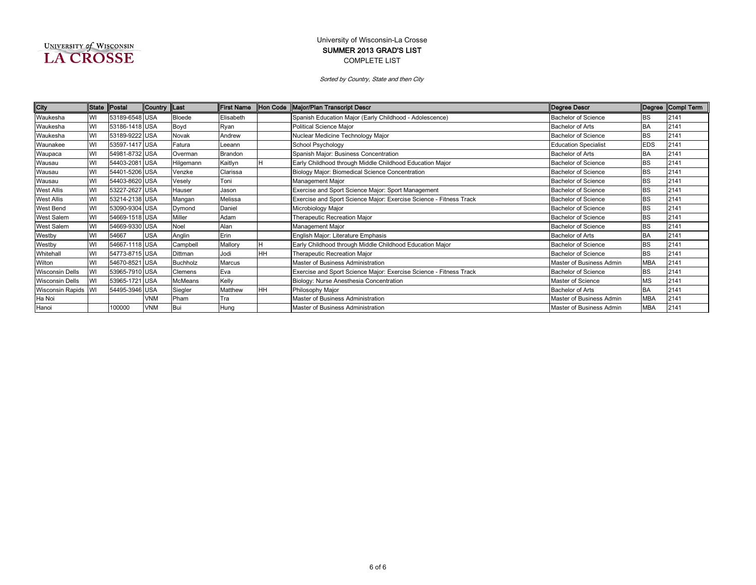UNIVERSITY of WISCONSIN
LA CROSSE

University of Wisconsin-La Crosse

**SUMMER 2013 GRAD'S LIST**

COMPLETE LIST

*Sorted by Country, State and then City*

| City | State | Postal | Country | Last | First Name | Hon Code | Major/Plan Transcript Descr | Degree Descr | Degree | Compl Term |
|---|---|---|---|---|---|---|---|---|---|---|
| Waukesha | WI | 53189-6548 | USA | Bloede | Elisabeth | | Spanish Education Major (Early Childhood - Adolescence) | Bachelor of Science | BS | 2141 |
| Waukesha | WI | 53186-1418 | USA | Boyd | Ryan | | Political Science Major | Bachelor of Arts | BA | 2141 |
| Waukesha | WI | 53189-9222 | USA | Novak | Andrew | | Nuclear Medicine Technology Major | Bachelor of Science | BS | 2141 |
| Waunakee | WI | 53597-1417 | USA | Fatura | Leeann | | School Psychology | Education Specialist | EDS | 2141 |
| Waupaca | WI | 54981-8732 | USA | Overman | Brandon | | Spanish Major: Business Concentration | Bachelor of Arts | BA | 2141 |
| Wausau | WI | 54403-2081 | USA | Hilgemann | Kaitlyn | H | Early Childhood through Middle Childhood Education Major | Bachelor of Science | BS | 2141 |
| Wausau | WI | 54401-5206 | USA | Venzke | Clarissa | | Biology Major: Biomedical Science Concentration | Bachelor of Science | BS | 2141 |
| Wausau | WI | 54403-8620 | USA | Vesely | Toni | | Management Major | Bachelor of Science | BS | 2141 |
| West Allis | WI | 53227-2627 | USA | Hauser | Jason | | Exercise and Sport Science Major: Sport Management | Bachelor of Science | BS | 2141 |
| West Allis | WI | 53214-2138 | USA | Mangan | Melissa | | Exercise and Sport Science Major: Exercise Science - Fitness Track | Bachelor of Science | BS | 2141 |
| West Bend | WI | 53090-9304 | USA | Dymond | Daniel | | Microbiology Major | Bachelor of Science | BS | 2141 |
| West Salem | WI | 54669-1518 | USA | Miller | Adam | | Therapeutic Recreation Major | Bachelor of Science | BS | 2141 |
| West Salem | WI | 54669-9330 | USA | Noel | Alan | | Management Major | Bachelor of Science | BS | 2141 |
| Westby | WI | 54667 | USA | Anglin | Erin | | English Major: Literature Emphasis | Bachelor of Arts | BA | 2141 |
| Westby | WI | 54667-1118 | USA | Campbell | Mallory | H | Early Childhood through Middle Childhood Education Major | Bachelor of Science | BS | 2141 |
| Whitehall | WI | 54773-8715 | USA | Dittman | Jodi | HH | Therapeutic Recreation Major | Bachelor of Science | BS | 2141 |
| Wilton | WI | 54670-8521 | USA | Buchholz | Marcus | | Master of Business Administration | Master of Business Admin | MBA | 2141 |
| Wisconsin Dells | WI | 53965-7910 | USA | Clemens | Eva | | Exercise and Sport Science Major: Exercise Science - Fitness Track | Bachelor of Science | BS | 2141 |
| Wisconsin Dells | WI | 53965-1721 | USA | McMeans | Kelly | | Biology: Nurse Anesthesia Concentration | Master of Science | MS | 2141 |
| Wisconsin Rapids | WI | 54495-3946 | USA | Siegler | Matthew | HH | Philosophy Major | Bachelor of Arts | BA | 2141 |
| Ha Noi | | | VNM | Pham | Tra | | Master of Business Administration | Master of Business Admin | MBA | 2141 |
| Hanoi | | 100000 | VNM | Bui | Hung | | Master of Business Administration | Master of Business Admin | MBA | 2141 |